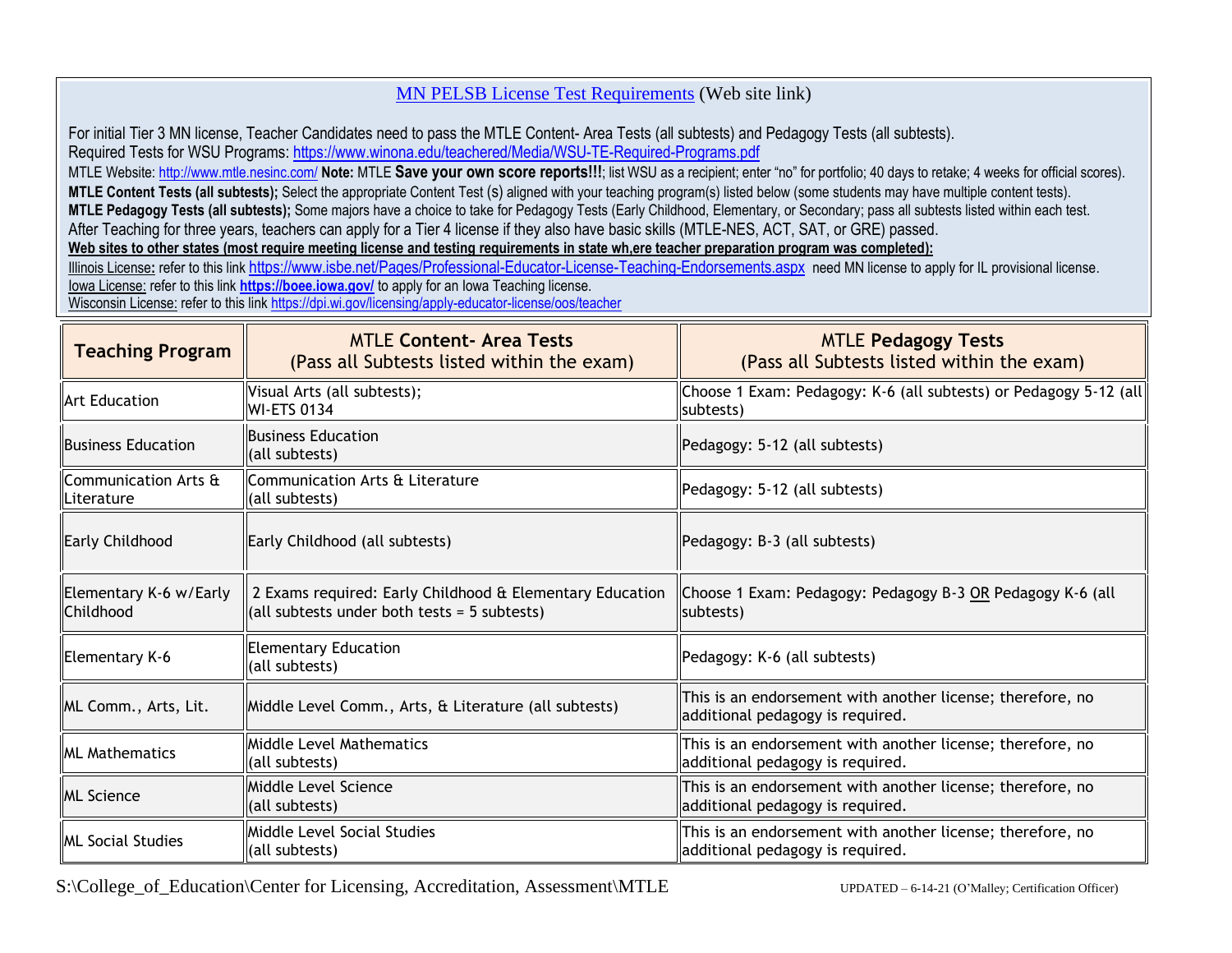MN PELSB License Test Requirements (Web site link)

For initial Tier 3 MN license, Teacher Candidates need to pass the MTLE Content- Area Tests (all subtests) and Pedagogy Tests (all subtests).

Required Tests for WSU Programs: https://www.winona.edu/teachered/Media/WSU-TE-Required-Programs.pdf

MTLE Website: http://www.mtle.nesinc.com/ **Note:** MTLE **Save your own score reports!!!**; list WSU as a recipient; enter "no" for portfolio; 40 days to retake; 4 weeks for official scores).

**MTLE Content Tests (all subtests);** Select the appropriate Content Test (s) aligned with your teaching program(s) listed below (some students may have multiple content tests).

**MTLE Pedagogy Tests (all subtests);** Some majors have a choice to take for Pedagogy Tests (Early Childhood, Elementary, or Secondary; pass all subtests listed within each test.

After Teaching for three years, teachers can apply for a Tier 4 license if they also have basic skills (MTLE-NES, ACT, SAT, or GRE) passed.

**Web sites to other states (most require meeting license and testing requirements in state wh,ere teacher preparation program was completed):**

Illinois License: refer to this link https://www.isbe.net/Pages/Professional-Educator-License-Teaching-Endorsements.aspx need MN license to apply for IL provisional license.

Iowa License: refer to this link **https://boee.iowa.gov/** to apply for an Iowa Teaching license.

Wisconsin License: refer to this link https://dpi.wi.gov/licensing/apply-educator-license/oos/teacher

| Teaching Program | MTLE **Content- Area Tests** (Pass all Subtests listed within the exam) | MTLE **Pedagogy Tests** (Pass all Subtests listed within the exam) |
|---|---|---|
| Art Education | Visual Arts (all subtests); WI-ETS 0134 | Choose 1 Exam: Pedagogy: K-6 (all subtests) or Pedagogy 5-12 (all subtests) |
| Business Education | Business Education (all subtests) | Pedagogy: 5-12 (all subtests) |
| Communication Arts & Literature | Communication Arts & Literature (all subtests) | Pedagogy: 5-12 (all subtests) |
| Early Childhood | Early Childhood (all subtests) | Pedagogy: B-3 (all subtests) |
| Elementary K-6 w/Early Childhood | 2 Exams required: Early Childhood & Elementary Education (all subtests under both tests = 5 subtests) | Choose 1 Exam: Pedagogy: Pedagogy B-3 OR Pedagogy K-6 (all subtests) |
| Elementary K-6 | Elementary Education (all subtests) | Pedagogy: K-6 (all subtests) |
| ML Comm., Arts, Lit. | Middle Level Comm., Arts, & Literature (all subtests) | This is an endorsement with another license; therefore, no additional pedagogy is required. |
| ML Mathematics | Middle Level Mathematics (all subtests) | This is an endorsement with another license; therefore, no additional pedagogy is required. |
| ML Science | Middle Level Science (all subtests) | This is an endorsement with another license; therefore, no additional pedagogy is required. |
| ML Social Studies | Middle Level Social Studies (all subtests) | This is an endorsement with another license; therefore, no additional pedagogy is required. |

S:\College_of_Education\Center for Licensing, Accreditation, Assessment\MTLE

UPDATED – 6-14-21 (O'Malley; Certification Officer)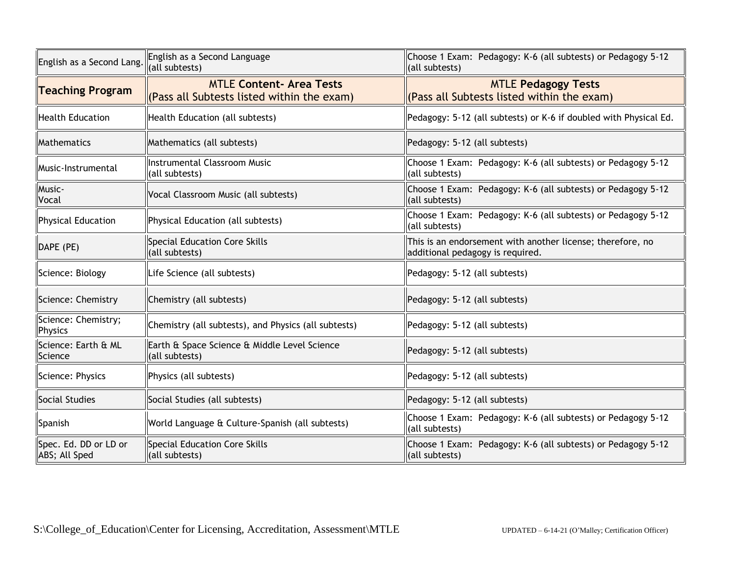| | | |
|---|---|---|
| English as a Second Lang. | English as a Second Language (all subtests) | Choose 1 Exam: Pedagogy: K-6 (all subtests) or Pedagogy 5-12 (all subtests) |
| **Teaching Program** | MTLE **Content- Area Tests** (Pass all Subtests listed within the exam) | MTLE **Pedagogy Tests** (Pass all Subtests listed within the exam) |
| Health Education | Health Education (all subtests) | Pedagogy: 5-12 (all subtests) or K-6 if doubled with Physical Ed. |
| Mathematics | Mathematics (all subtests) | Pedagogy: 5-12 (all subtests) |
| Music-Instrumental | Instrumental Classroom Music (all subtests) | Choose 1 Exam: Pedagogy: K-6 (all subtests) or Pedagogy 5-12 (all subtests) |
| Music-Vocal | Vocal Classroom Music (all subtests) | Choose 1 Exam: Pedagogy: K-6 (all subtests) or Pedagogy 5-12 (all subtests) |
| Physical Education | Physical Education (all subtests) | Choose 1 Exam: Pedagogy: K-6 (all subtests) or Pedagogy 5-12 (all subtests) |
| DAPE (PE) | Special Education Core Skills (all subtests) | This is an endorsement with another license; therefore, no additional pedagogy is required. |
| Science: Biology | Life Science (all subtests) | Pedagogy: 5-12 (all subtests) |
| Science: Chemistry | Chemistry (all subtests) | Pedagogy: 5-12 (all subtests) |
| Science: Chemistry; Physics | Chemistry (all subtests), and Physics (all subtests) | Pedagogy: 5-12 (all subtests) |
| Science: Earth & ML Science | Earth & Space Science & Middle Level Science (all subtests) | Pedagogy: 5-12 (all subtests) |
| Science: Physics | Physics (all subtests) | Pedagogy: 5-12 (all subtests) |
| Social Studies | Social Studies (all subtests) | Pedagogy: 5-12 (all subtests) |
| Spanish | World Language & Culture-Spanish (all subtests) | Choose 1 Exam: Pedagogy: K-6 (all subtests) or Pedagogy 5-12 (all subtests) |
| Spec. Ed. DD or LD or ABS; All Sped | Special Education Core Skills (all subtests) | Choose 1 Exam: Pedagogy: K-6 (all subtests) or Pedagogy 5-12 (all subtests) |